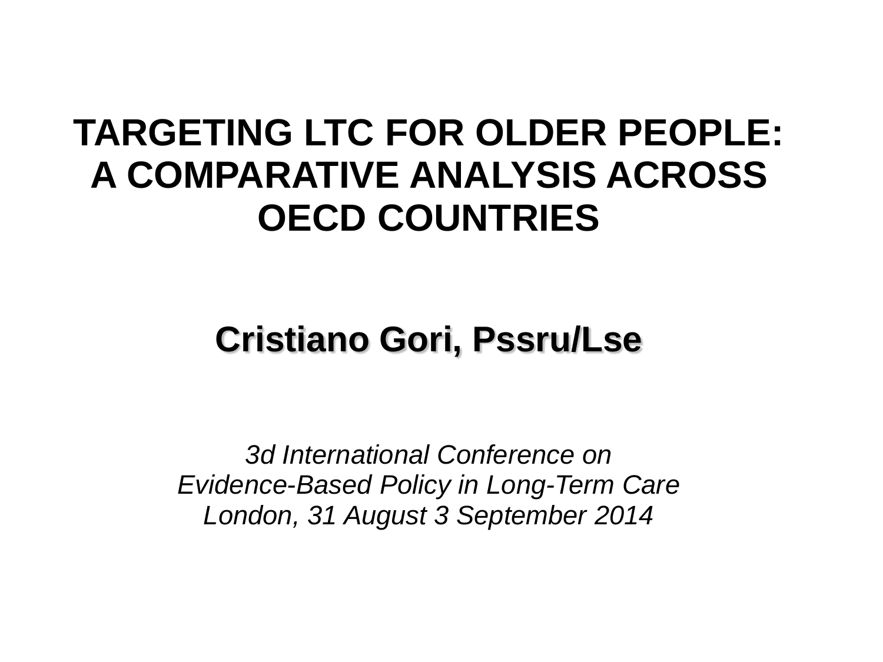# TARGETING LTC FOR OLDER PEOPLE: A COMPARATIVE ANALYSIS ACROSS OECD COUNTRIES

**Cristiano Gori, Pssru/Lse**

*3d International Conference on*
*Evidence-Based Policy in Long-Term Care*
*London, 31 August 3 September 2014*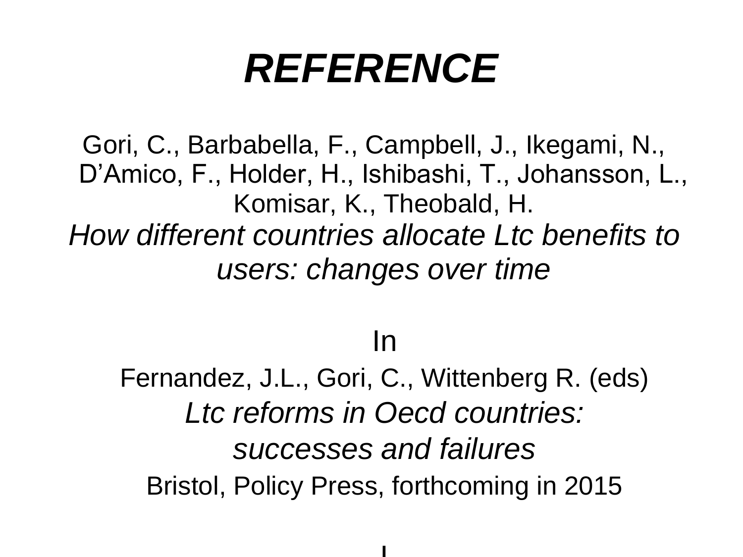# *REFERENCE*

Gori, C., Barbabella, F., Campbell, J., Ikegami, N., D'Amico, F., Holder, H., Ishibashi, T., Johansson, L., Komisar, K., Theobald, H.

*How different countries allocate Ltc benefits to users: changes over time*

In

Fernandez, J.L., Gori, C., Wittenberg R. (eds)

*Ltc reforms in Oecd countries: successes and failures*

Bristol, Policy Press, forthcoming in 2015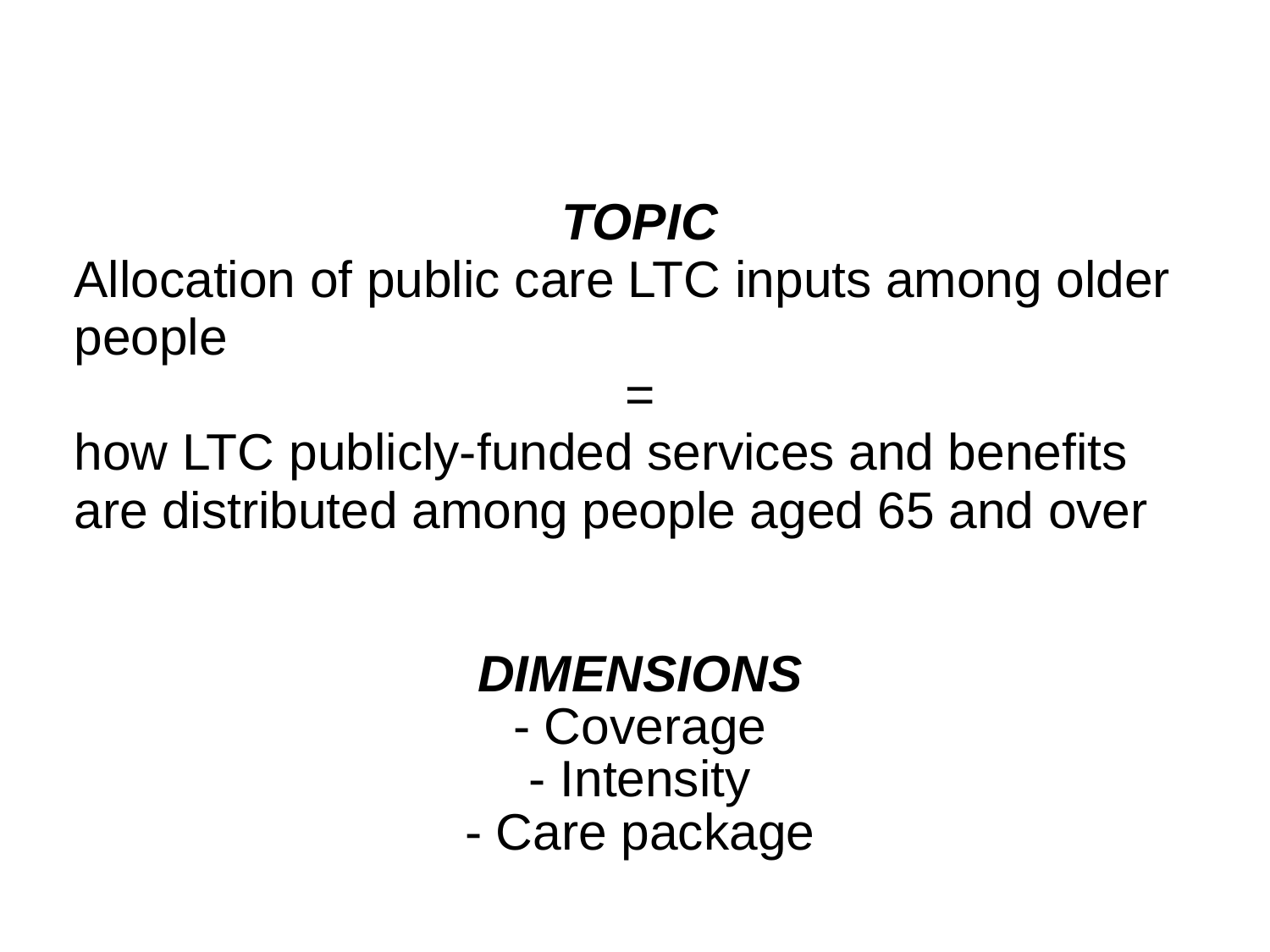***TOPIC***

Allocation of public care LTC inputs among older people

=

how LTC publicly-funded services and benefits are distributed among people aged 65 and over

***DIMENSIONS***

- Coverage
- Intensity
- Care package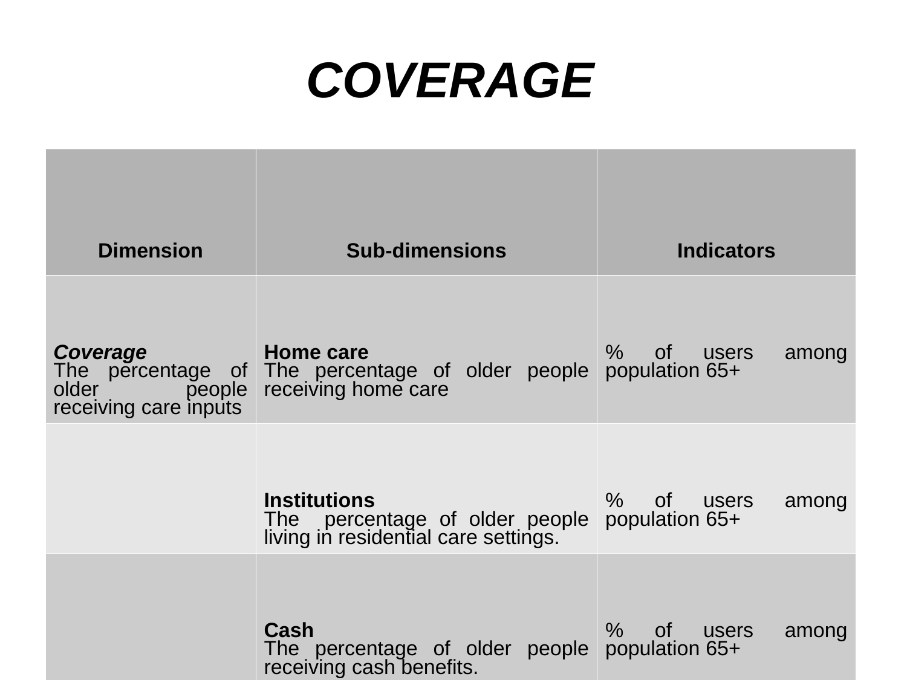# COVERAGE

| Dimension | Sub-dimensions | Indicators |
|---|---|---|
| ***Coverage*** The percentage of older people receiving care inputs | **Home care** The percentage of older people receiving home care | % of users among population 65+ |
| | **Institutions** The percentage of older people living in residential care settings. | % of users among population 65+ |
| | **Cash** The percentage of older people receiving cash benefits. | % of users among population 65+ |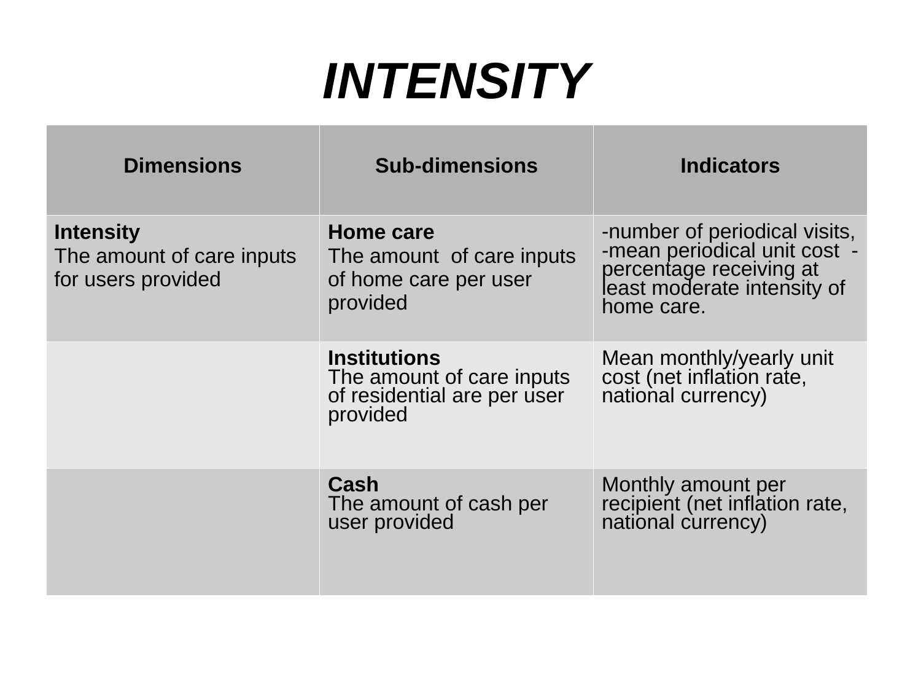# *INTENSITY*

| Dimensions | Sub-dimensions | Indicators |
|---|---|---|
| **Intensity** The amount of care inputs for users provided | **Home care** The amount of care inputs of home care per user provided | -number of periodical visits, -mean periodical unit cost -percentage receiving at least moderate intensity of home care. |
| | **Institutions** The amount of care inputs of residential are per user provided | Mean monthly/yearly unit cost (net inflation rate, national currency) |
| | **Cash** The amount of cash per user provided | Monthly amount per recipient (net inflation rate, national currency) |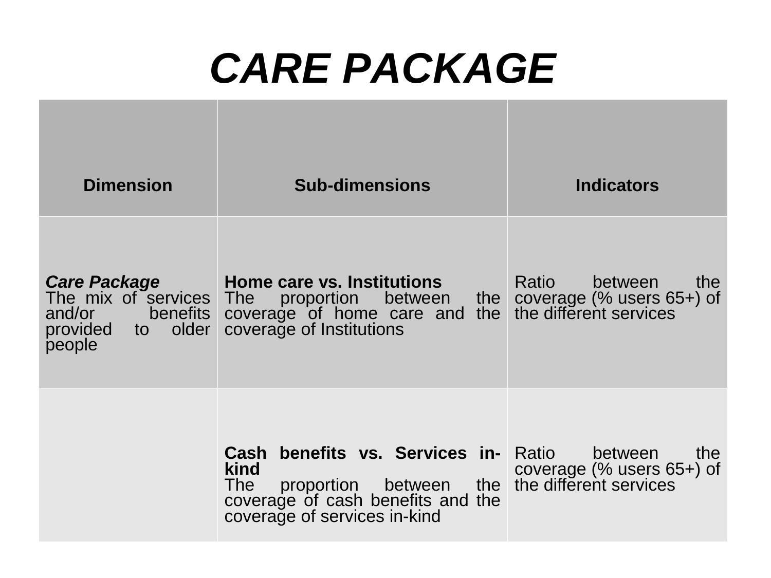# *CARE PACKAGE*

| Dimension | Sub-dimensions | Indicators |
|---|---|---|
| ***Care Package*** The mix of services and/or benefits provided to older people | **Home care vs. Institutions** The proportion between the coverage of home care and the coverage of Institutions | Ratio between the coverage (% users 65+) of the different services |
| | **Cash benefits vs. Services in-kind** The proportion between the coverage of cash benefits and the coverage of services in-kind | Ratio between the coverage (% users 65+) of the different services |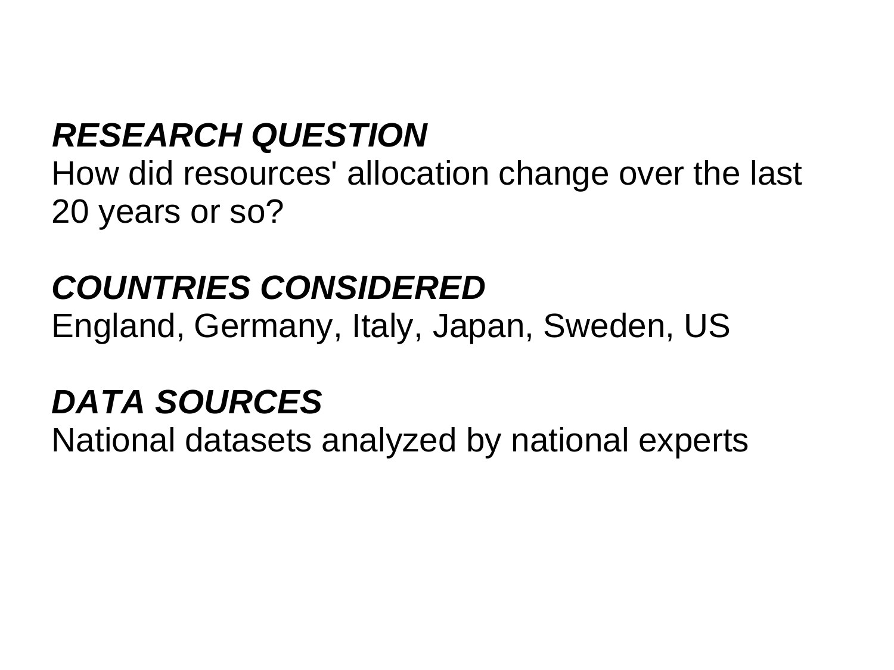***RESEARCH QUESTION***

How did resources' allocation change over the last 20 years or so?

***COUNTRIES CONSIDERED***

England, Germany, Italy, Japan, Sweden, US

***DATA SOURCES***

National datasets analyzed by national experts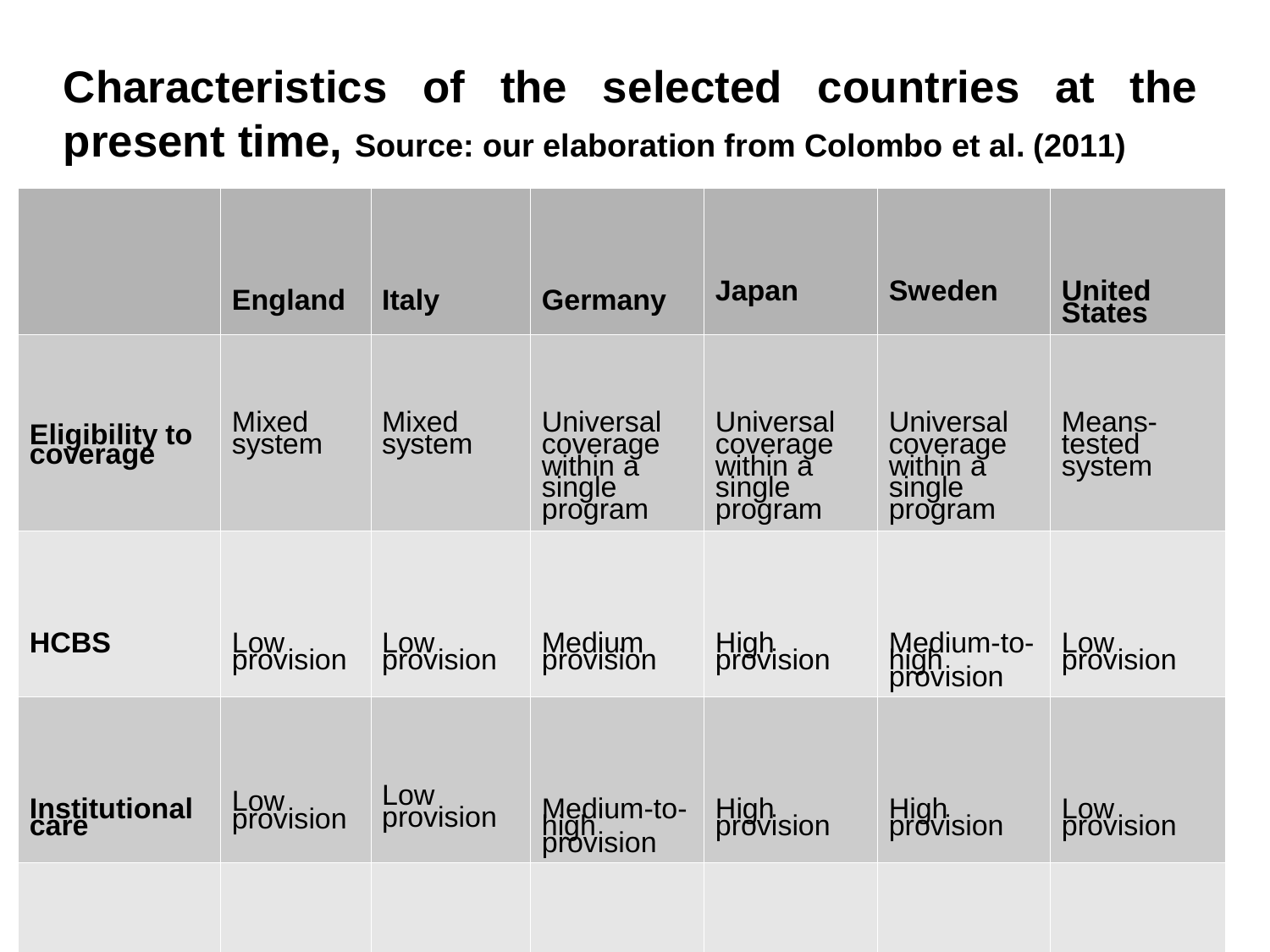# Characteristics of the selected countries at the present time, Source: our elaboration from Colombo et al. (2011)

| | England | Italy | Germany | Japan | Sweden | United States |
|---|---|---|---|---|---|---|
| **Eligibility to coverage** | Mixed system | Mixed system | Universal coverage within a single program | Universal coverage within a single program | Universal coverage within a single program | Means-tested system |
| **HCBS** | Low provision | Low provision | Medium provision | High provision | Medium-to-high provision | Low provision |
| **Institutional care** | Low provision | Low provision | Medium-to-high provision | High provision | High provision | Low provision |
| | | | | | | |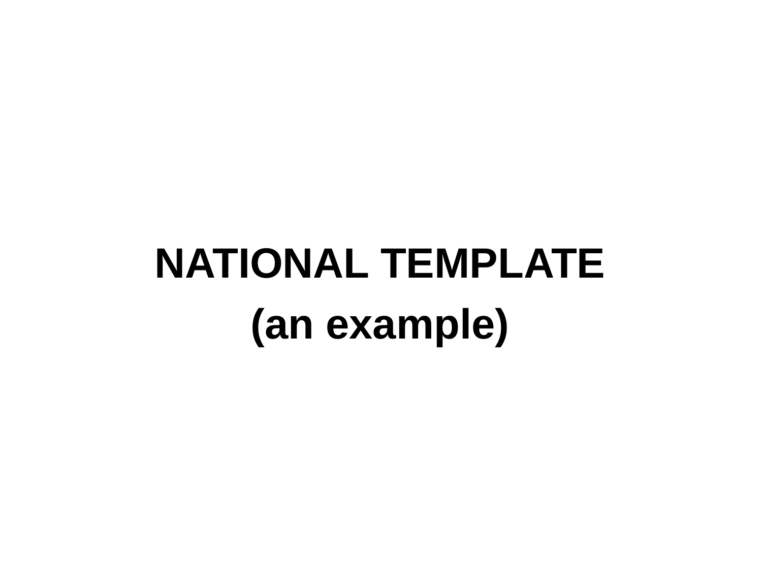# NATIONAL TEMPLATE

**(an example)**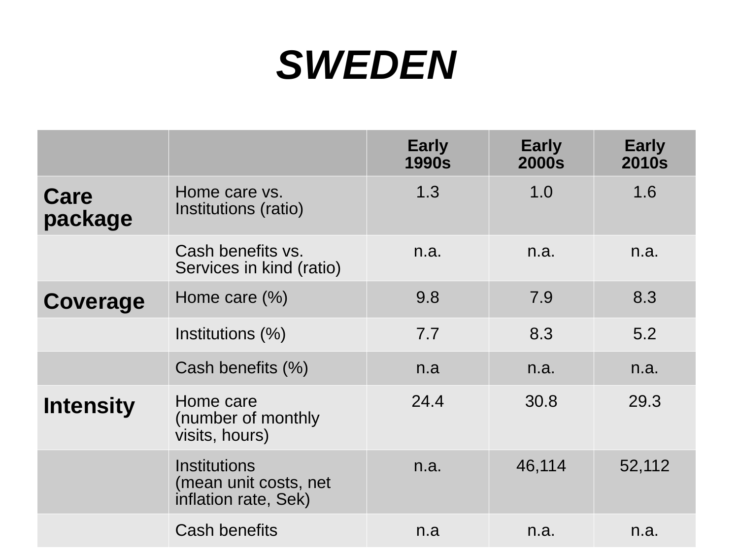# *SWEDEN*

| | | Early 1990s | Early 2000s | Early 2010s |
|---|---|---|---|---|
| **Care package** | Home care vs. Institutions (ratio) | 1.3 | 1.0 | 1.6 |
| | Cash benefits vs. Services in kind (ratio) | n.a. | n.a. | n.a. |
| **Coverage** | Home care (%) | 9.8 | 7.9 | 8.3 |
| | Institutions (%) | 7.7 | 8.3 | 5.2 |
| | Cash benefits (%) | n.a | n.a. | n.a. |
| **Intensity** | Home care (number of monthly visits, hours) | 24.4 | 30.8 | 29.3 |
| | Institutions (mean unit costs, net inflation rate, Sek) | n.a. | 46,114 | 52,112 |
| | Cash benefits | n.a | n.a. | n.a. |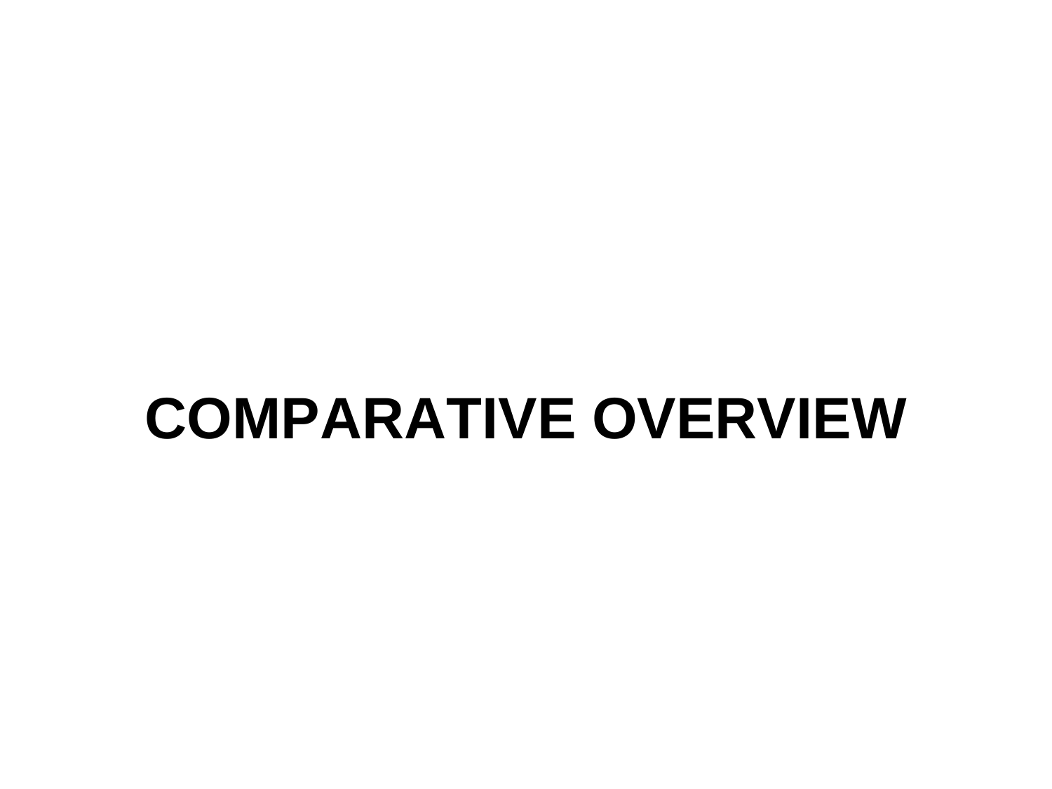# COMPARATIVE OVERVIEW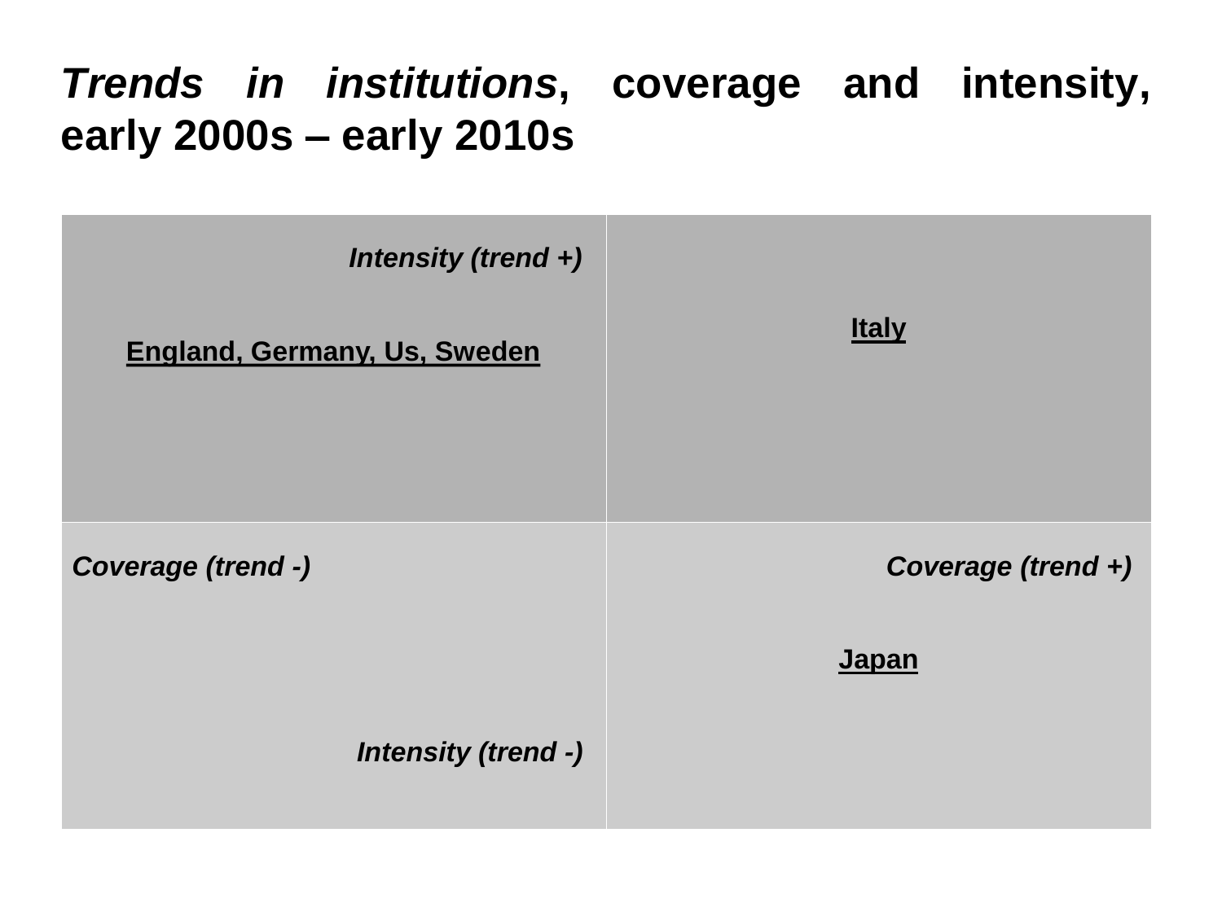# *Trends in institutions*, coverage and intensity, early 2000s – early 2010s

| *Intensity (trend +)* <br> <u>**England, Germany, Us, Sweden**</u> | <u>**Italy**</u> |
|---|---|
| *Coverage (trend -)* <br> *Intensity (trend -)* | *Coverage (trend +)* <br> <u>**Japan**</u> |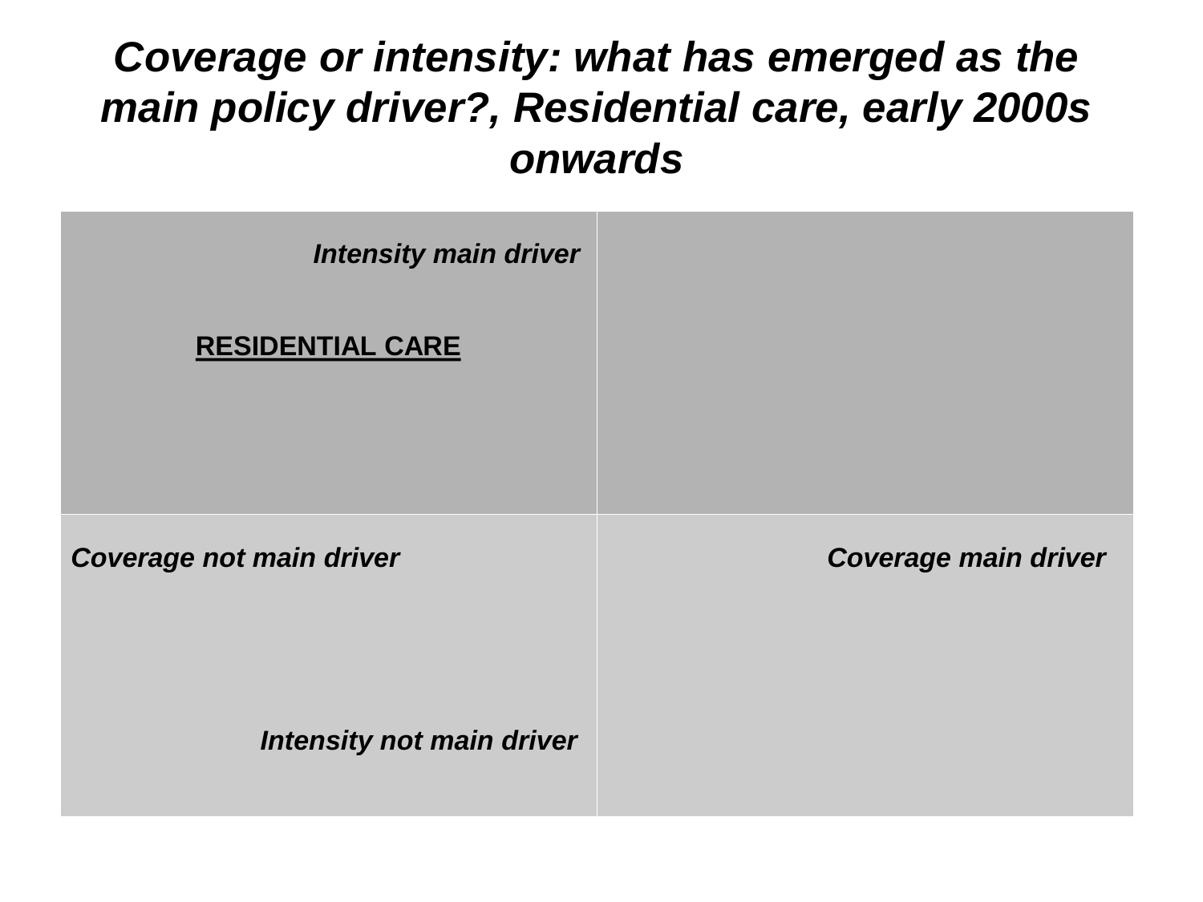# *Coverage or intensity: what has emerged as the main policy driver?, Residential care, early 2000s onwards*

| | |
|---|---|
| ***Intensity main driver***<br><br>**RESIDENTIAL CARE** | |
| ***Coverage not main driver***<br><br>***Intensity not main driver*** | ***Coverage main driver*** |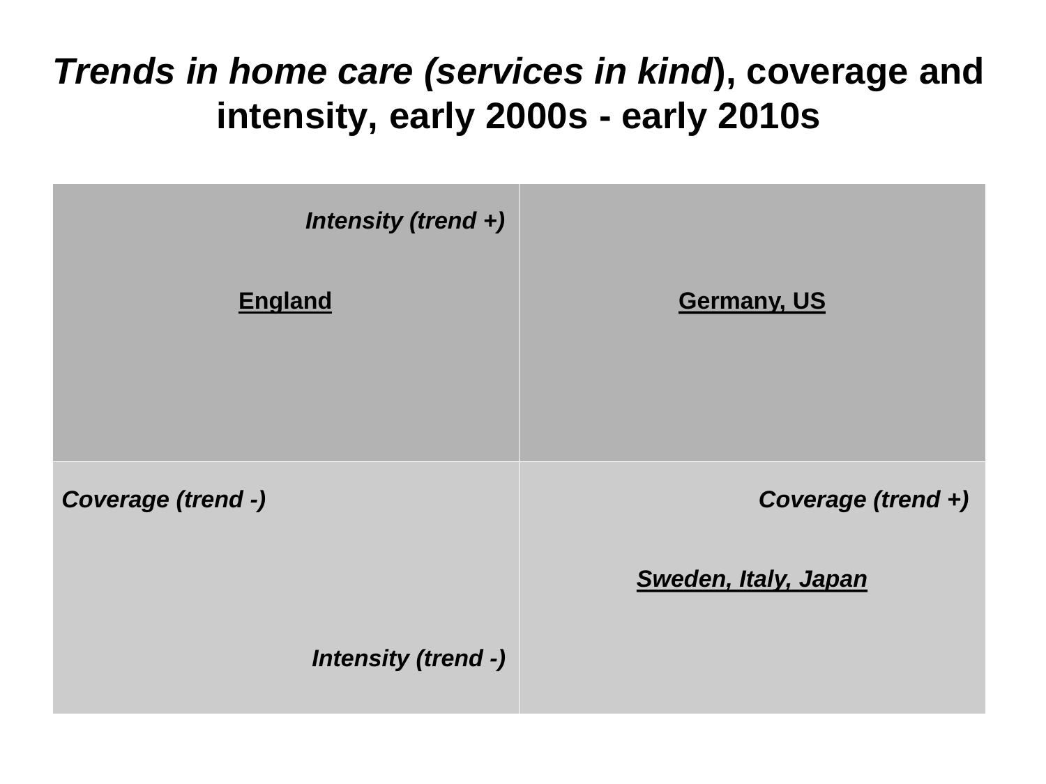# *Trends in home care (services in kind*), coverage and intensity, early 2000s - early 2010s

| *Intensity (trend +)*<br><br>England | Germany, US |
|---|---|
| *Coverage (trend -)*<br><br>*Intensity (trend -)* | *Coverage (trend +)*<br><br>*Sweden, Italy, Japan* |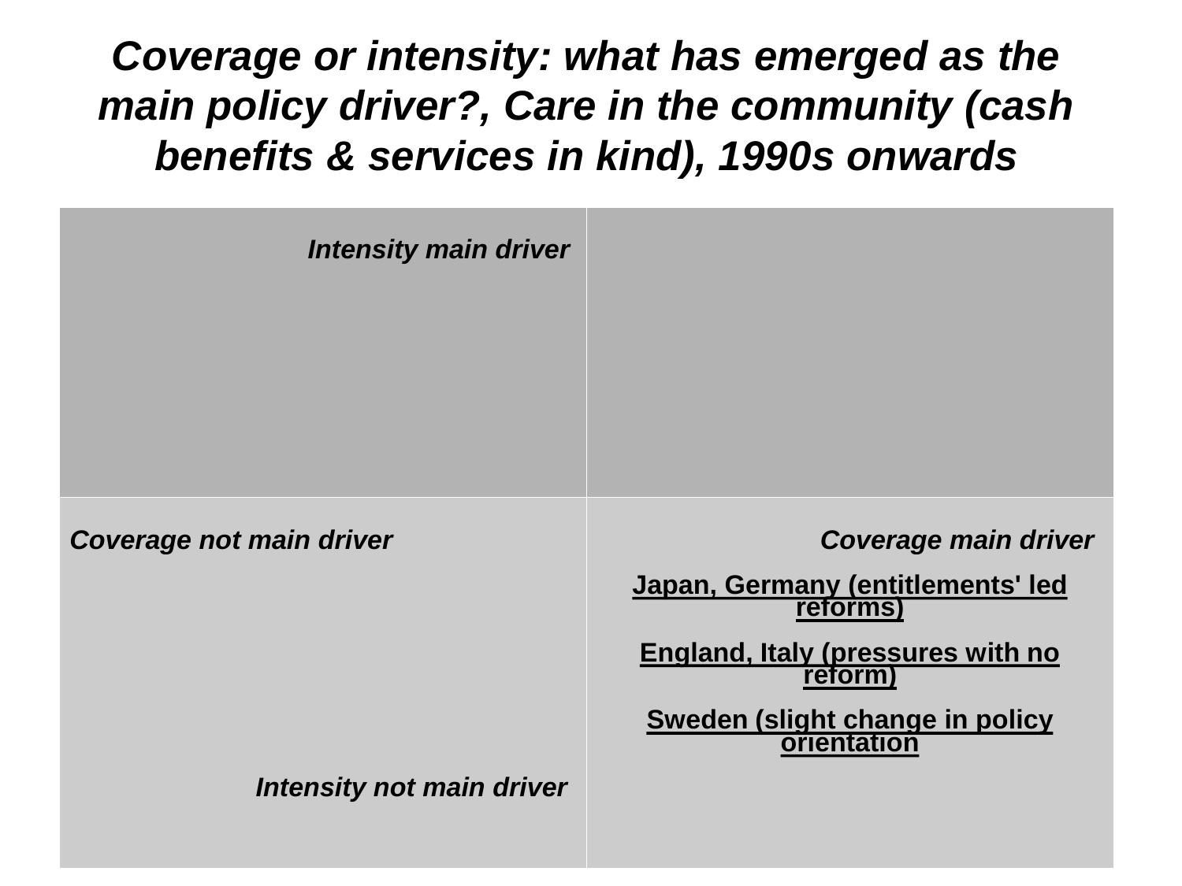# *Coverage or intensity: what has emerged as the main policy driver?, Care in the community (cash benefits & services in kind), 1990s onwards*

| *Intensity main driver* | |
|---|---|
| *Coverage not main driver*<br><br>*Intensity not main driver* | *Coverage main driver*<br><br>Japan, Germany (entitlements' led reforms)<br><br>England, Italy (pressures with no reform)<br><br>Sweden (slight change in policy orientation |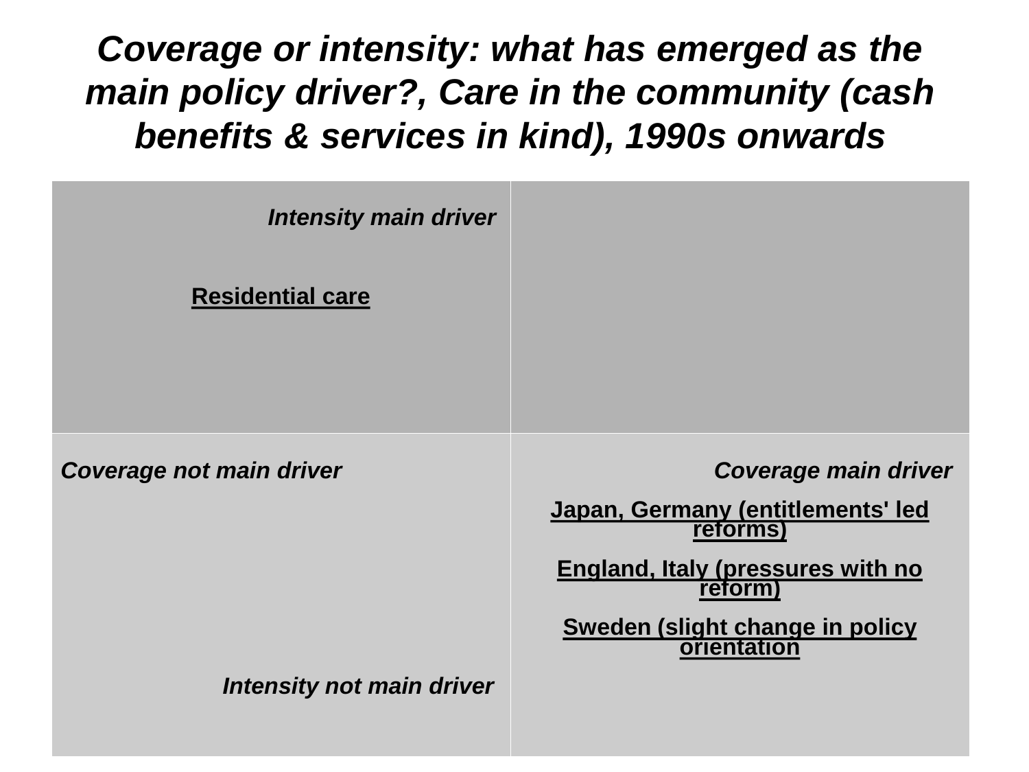# *Coverage or intensity: what has emerged as the main policy driver?, Care in the community (cash benefits & services in kind), 1990s onwards*

| *Intensity main driver*<br><br>**Residential care** | |
|---|---|
| *Coverage not main driver*<br><br>*Intensity not main driver* | *Coverage main driver*<br><br>**Japan, Germany (entitlements' led reforms)**<br><br>**England, Italy (pressures with no reform)**<br><br>**Sweden (slight change in policy orientation** |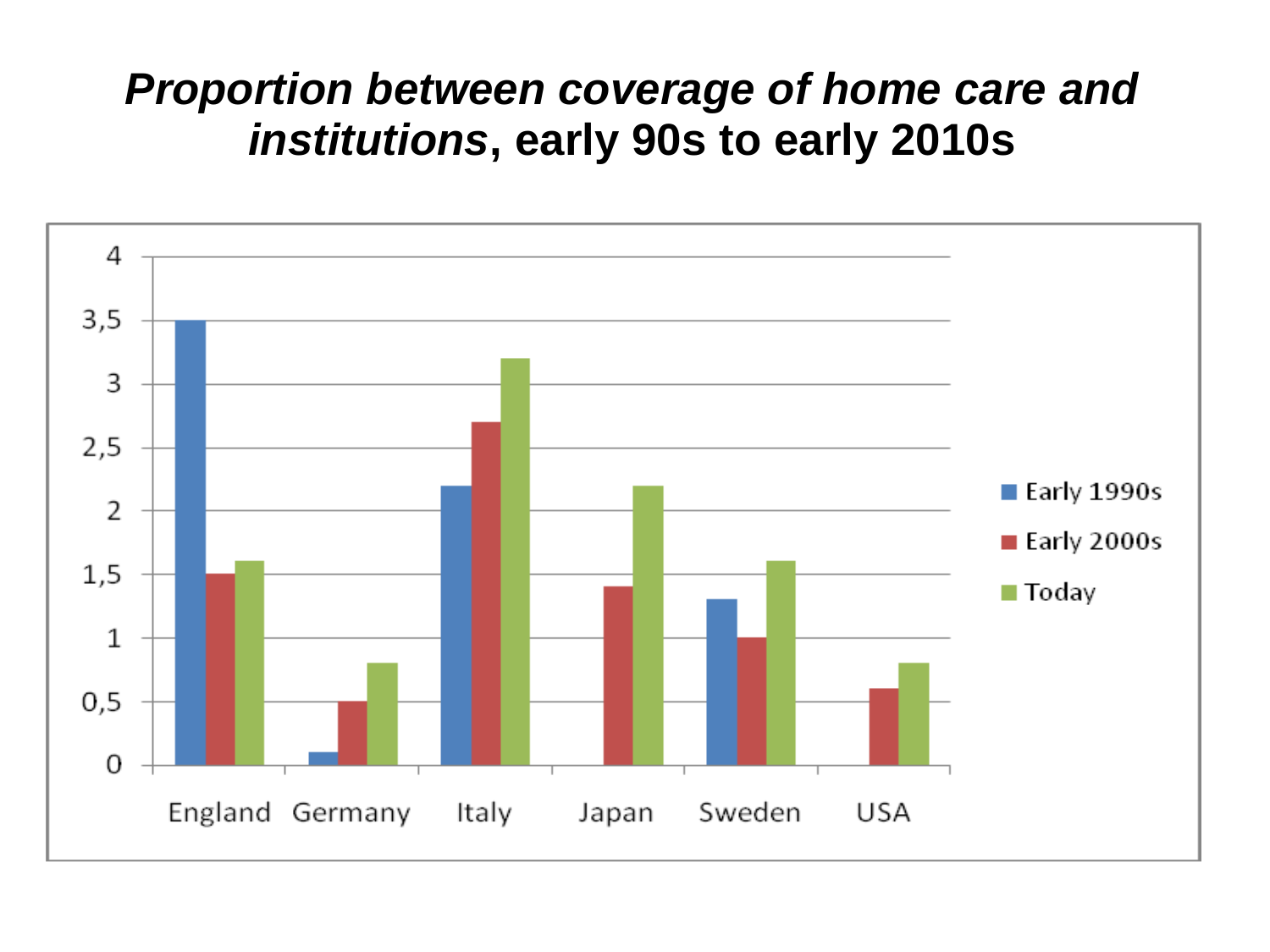# ***Proportion between coverage of home care and institutions*, early 90s to early 2010s**

| | Early 1990s | Early 2000s | Today |
|---|---|---|---|
| England | 3,5 | 1,5 | 1,6 |
| Germany | 0,1 | 0,5 | 0,8 |
| Italy | 2,2 | 2,7 | 3,2 |
| Japan | | 1,4 | 2,2 |
| Sweden | 1,3 | 1 | 1,6 |
| USA | | 0,6 | 0,8 |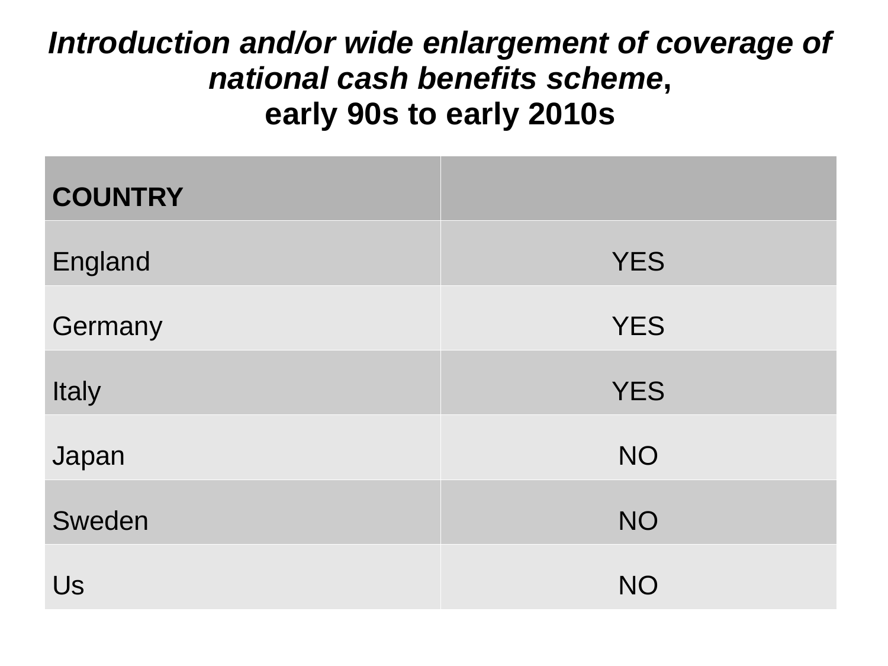# ***Introduction and/or wide enlargement of coverage of national cash benefits scheme*, early 90s to early 2010s**

| COUNTRY | |
|---|---|
| England | YES |
| Germany | YES |
| Italy | YES |
| Japan | NO |
| Sweden | NO |
| Us | NO |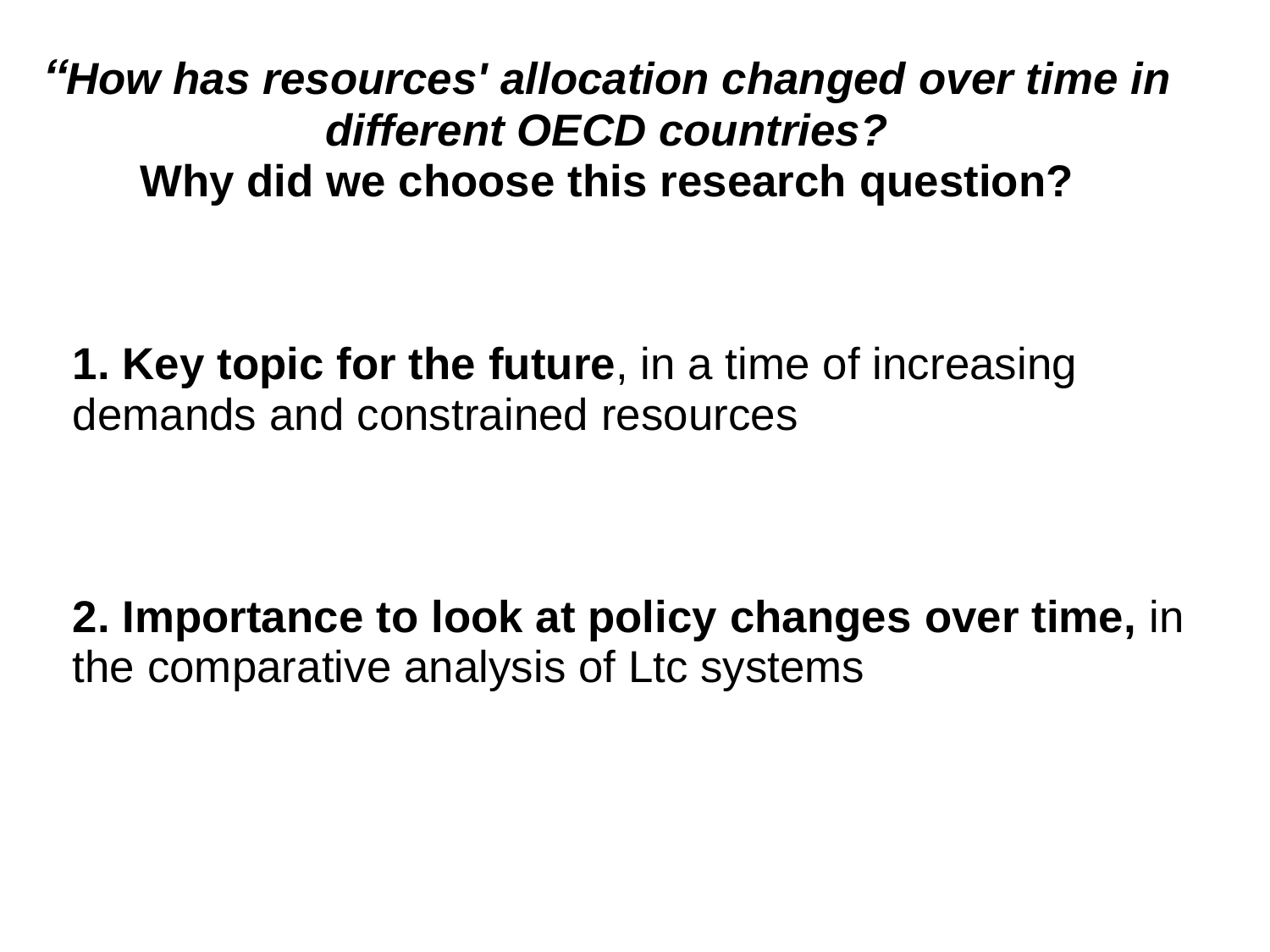## *"How has resources' allocation changed over time in different OECD countries?*
## Why did we choose this research question?

**1. Key topic for the future**, in a time of increasing demands and constrained resources

**2. Importance to look at policy changes over time,** in the comparative analysis of Ltc systems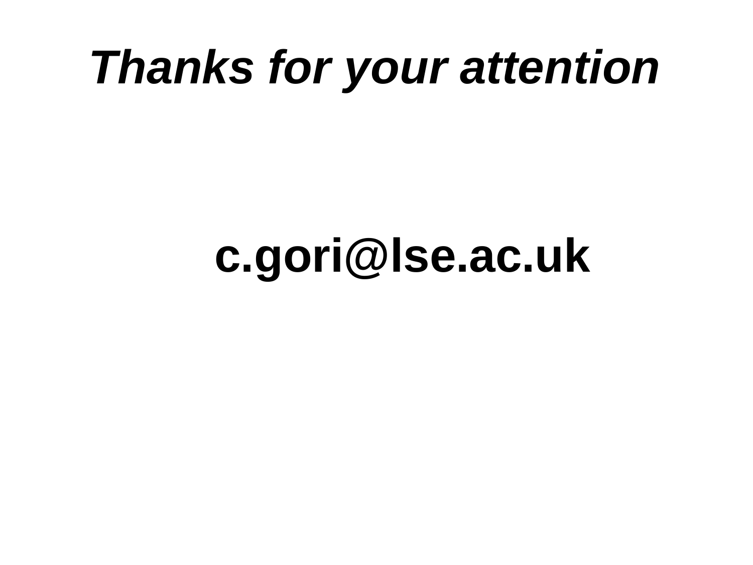# ***Thanks for your attention***

**c.gori@lse.ac.uk**